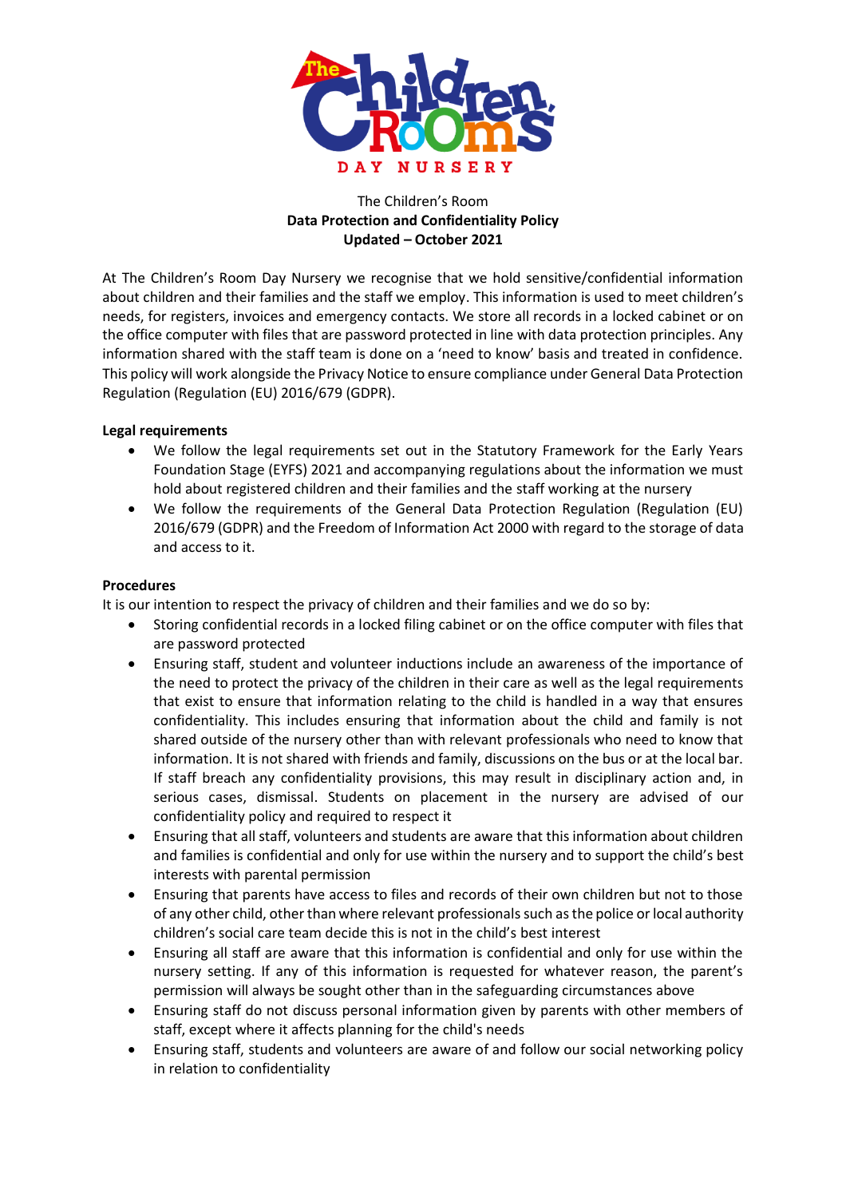The Children's Room
**Data Protection and Confidentiality Policy**
**Updated – October 2021**

At The Children's Room Day Nursery we recognise that we hold sensitive/confidential information about children and their families and the staff we employ. This information is used to meet children's needs, for registers, invoices and emergency contacts. We store all records in a locked cabinet or on the office computer with files that are password protected in line with data protection principles. Any information shared with the staff team is done on a 'need to know' basis and treated in confidence. This policy will work alongside the Privacy Notice to ensure compliance under General Data Protection Regulation (Regulation (EU) 2016/679 (GDPR).

**Legal requirements**

- We follow the legal requirements set out in the Statutory Framework for the Early Years Foundation Stage (EYFS) 2021 and accompanying regulations about the information we must hold about registered children and their families and the staff working at the nursery
- We follow the requirements of the General Data Protection Regulation (Regulation (EU) 2016/679 (GDPR) and the Freedom of Information Act 2000 with regard to the storage of data and access to it.

**Procedures**

It is our intention to respect the privacy of children and their families and we do so by:

- Storing confidential records in a locked filing cabinet or on the office computer with files that are password protected
- Ensuring staff, student and volunteer inductions include an awareness of the importance of the need to protect the privacy of the children in their care as well as the legal requirements that exist to ensure that information relating to the child is handled in a way that ensures confidentiality. This includes ensuring that information about the child and family is not shared outside of the nursery other than with relevant professionals who need to know that information. It is not shared with friends and family, discussions on the bus or at the local bar. If staff breach any confidentiality provisions, this may result in disciplinary action and, in serious cases, dismissal. Students on placement in the nursery are advised of our confidentiality policy and required to respect it
- Ensuring that all staff, volunteers and students are aware that this information about children and families is confidential and only for use within the nursery and to support the child's best interests with parental permission
- Ensuring that parents have access to files and records of their own children but not to those of any other child, other than where relevant professionals such as the police or local authority children's social care team decide this is not in the child's best interest
- Ensuring all staff are aware that this information is confidential and only for use within the nursery setting. If any of this information is requested for whatever reason, the parent's permission will always be sought other than in the safeguarding circumstances above
- Ensuring staff do not discuss personal information given by parents with other members of staff, except where it affects planning for the child's needs
- Ensuring staff, students and volunteers are aware of and follow our social networking policy in relation to confidentiality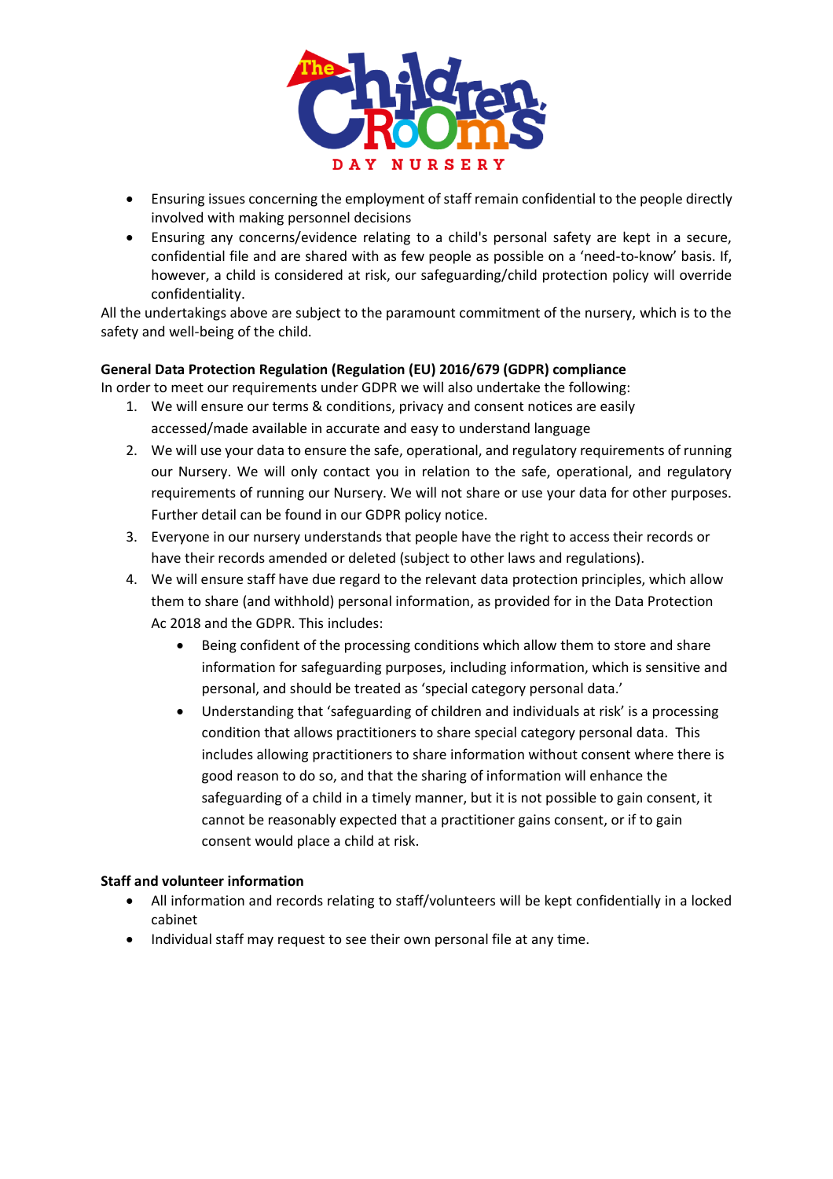- Ensuring issues concerning the employment of staff remain confidential to the people directly involved with making personnel decisions
- Ensuring any concerns/evidence relating to a child's personal safety are kept in a secure, confidential file and are shared with as few people as possible on a 'need-to-know' basis. If, however, a child is considered at risk, our safeguarding/child protection policy will override confidentiality.

All the undertakings above are subject to the paramount commitment of the nursery, which is to the safety and well-being of the child.

**General Data Protection Regulation (Regulation (EU) 2016/679 (GDPR) compliance**

In order to meet our requirements under GDPR we will also undertake the following:

1. We will ensure our terms & conditions, privacy and consent notices are easily accessed/made available in accurate and easy to understand language
2. We will use your data to ensure the safe, operational, and regulatory requirements of running our Nursery. We will only contact you in relation to the safe, operational, and regulatory requirements of running our Nursery. We will not share or use your data for other purposes. Further detail can be found in our GDPR policy notice.
3. Everyone in our nursery understands that people have the right to access their records or have their records amended or deleted (subject to other laws and regulations).
4. We will ensure staff have due regard to the relevant data protection principles, which allow them to share (and withhold) personal information, as provided for in the Data Protection Ac 2018 and the GDPR. This includes:
   - Being confident of the processing conditions which allow them to store and share information for safeguarding purposes, including information, which is sensitive and personal, and should be treated as 'special category personal data.'
   - Understanding that 'safeguarding of children and individuals at risk' is a processing condition that allows practitioners to share special category personal data. This includes allowing practitioners to share information without consent where there is good reason to do so, and that the sharing of information will enhance the safeguarding of a child in a timely manner, but it is not possible to gain consent, it cannot be reasonably expected that a practitioner gains consent, or if to gain consent would place a child at risk.

**Staff and volunteer information**

- All information and records relating to staff/volunteers will be kept confidentially in a locked cabinet
- Individual staff may request to see their own personal file at any time.